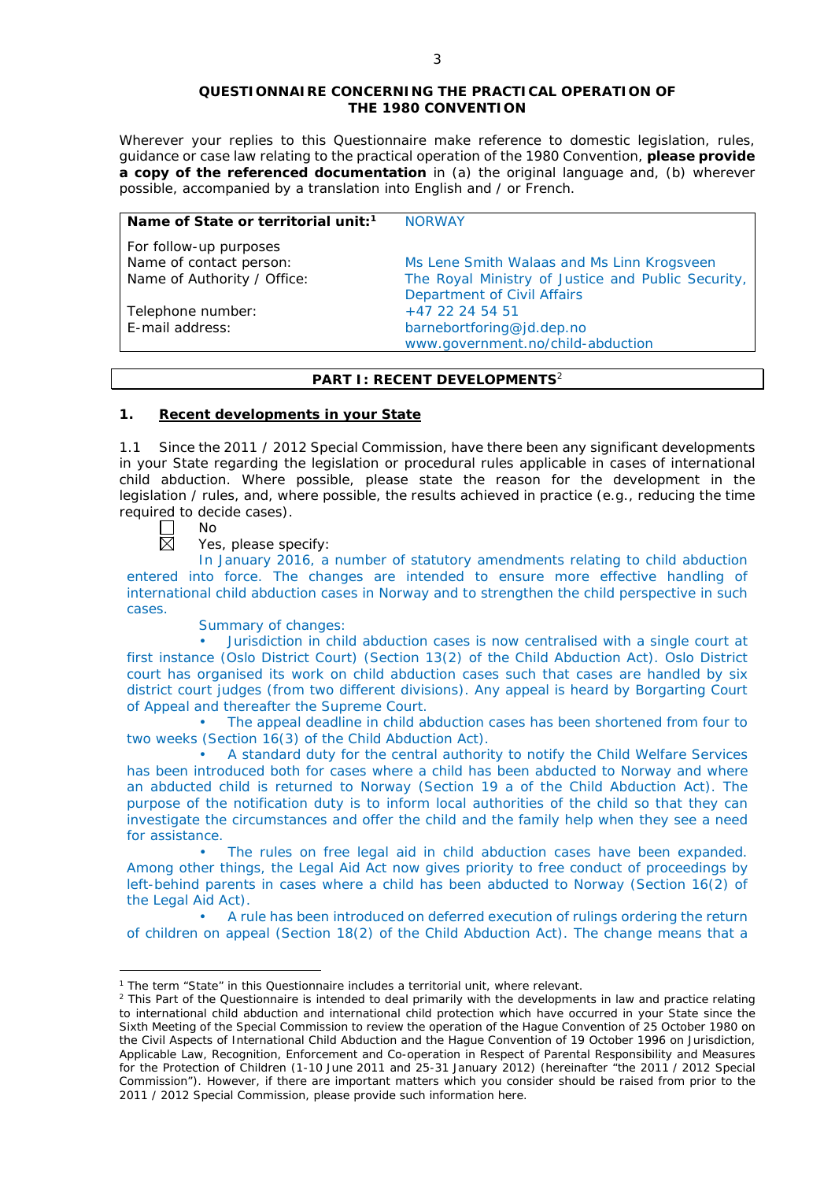**QUESTIONNAIRE CONCERNING THE PRACTICAL OPERATION OF THE 1980 CONVENTION**

Wherever your replies to this Questionnaire make reference to domestic legislation, rules, guidance or case law relating to the practical operation of the 1980 Convention, **please provide a copy of the referenced documentation** in (a) the original language and, (b) wherever possible, accompanied by a translation into English and / or French.

| **Name of State or territorial unit:**[1] | NORWAY |
|---|---|
| For follow-up purposes | |
| Name of contact person: | Ms Lene Smith Walaas and Ms Linn Krogsveen |
| Name of Authority / Office: | The Royal Ministry of Justice and Public Security, Department of Civil Affairs |
| Telephone number: | +47 22 24 54 51 |
| E-mail address: | barnebortforing@jd.dep.no<br>www.government.no/child-abduction |

**PART I: RECENT DEVELOPMENTS**[2]

## 1. Recent developments in your State

1.1 Since the 2011 / 2012 Special Commission, have there been any significant developments in your State regarding the legislation or procedural rules applicable in cases of international child abduction. Where possible, please state the reason for the development in the legislation / rules, and, where possible, the results achieved in practice (e.g., reducing the time required to decide cases).

☐ No

☒ Yes, please specify:

In January 2016, a number of statutory amendments relating to child abduction entered into force. The changes are intended to ensure more effective handling of international child abduction cases in Norway and to strengthen the child perspective in such cases.

Summary of changes:

- Jurisdiction in child abduction cases is now centralised with a single court at first instance (Oslo District Court) (Section 13(2) of the Child Abduction Act). Oslo District court has organised its work on child abduction cases such that cases are handled by six district court judges (from two different divisions). Any appeal is heard by Borgarting Court of Appeal and thereafter the Supreme Court.
- The appeal deadline in child abduction cases has been shortened from four to two weeks (Section 16(3) of the Child Abduction Act).
- A standard duty for the central authority to notify the Child Welfare Services has been introduced both for cases where a child has been abducted to Norway and where an abducted child is returned to Norway (Section 19 a of the Child Abduction Act). The purpose of the notification duty is to inform local authorities of the child so that they can investigate the circumstances and offer the child and the family help when they see a need for assistance.
- The rules on free legal aid in child abduction cases have been expanded. Among other things, the Legal Aid Act now gives priority to free conduct of proceedings by left-behind parents in cases where a child has been abducted to Norway (Section 16(2) of the Legal Aid Act).
- A rule has been introduced on deferred execution of rulings ordering the return of children on appeal (Section 18(2) of the Child Abduction Act). The change means that a

---

[1] The term "State" in this Questionnaire includes a territorial unit, where relevant.

[2] This Part of the Questionnaire is intended to deal primarily with the developments in law and practice relating to international child abduction and international child protection which have occurred in your State since the Sixth Meeting of the Special Commission to review the operation of the Hague Convention of 25 October 1980 on the Civil Aspects of International Child Abduction and the Hague Convention of 19 October 1996 on Jurisdiction, Applicable Law, Recognition, Enforcement and Co-operation in Respect of Parental Responsibility and Measures for the Protection of Children (1-10 June 2011 and 25-31 January 2012) (hereinafter "the 2011 / 2012 Special Commission"). However, if there are important matters which you consider should be raised from prior to the 2011 / 2012 Special Commission, please provide such information here.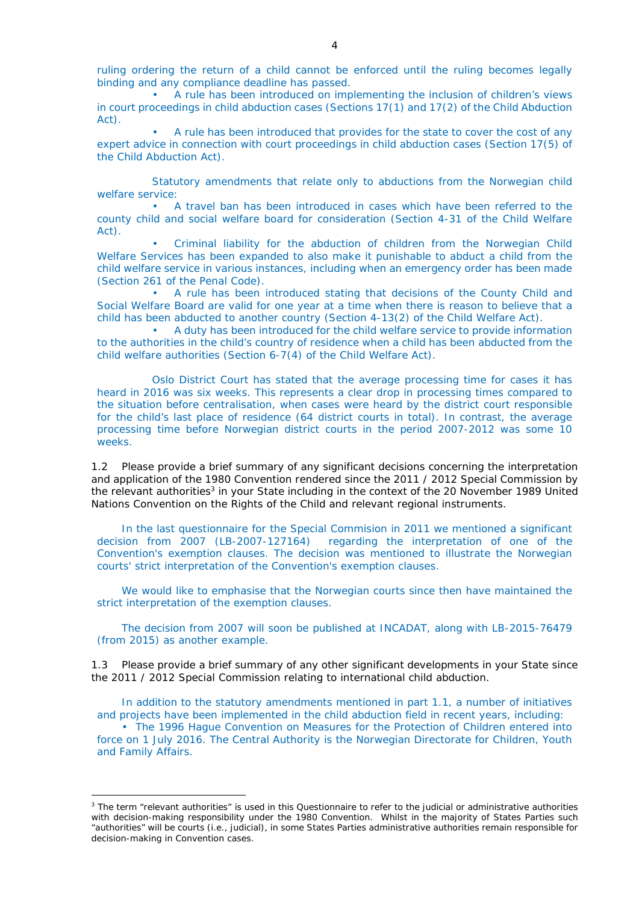ruling ordering the return of a child cannot be enforced until the ruling becomes legally binding and any compliance deadline has passed.

- A rule has been introduced on implementing the inclusion of children's views in court proceedings in child abduction cases (Sections 17(1) and 17(2) of the Child Abduction Act).
- A rule has been introduced that provides for the state to cover the cost of any expert advice in connection with court proceedings in child abduction cases (Section 17(5) of the Child Abduction Act).

Statutory amendments that relate only to abductions from the Norwegian child welfare service:

- A travel ban has been introduced in cases which have been referred to the county child and social welfare board for consideration (Section 4-31 of the Child Welfare Act).
- Criminal liability for the abduction of children from the Norwegian Child Welfare Services has been expanded to also make it punishable to abduct a child from the child welfare service in various instances, including when an emergency order has been made (Section 261 of the Penal Code).
- A rule has been introduced stating that decisions of the County Child and Social Welfare Board are valid for one year at a time when there is reason to believe that a child has been abducted to another country (Section 4-13(2) of the Child Welfare Act).
- A duty has been introduced for the child welfare service to provide information to the authorities in the child's country of residence when a child has been abducted from the child welfare authorities (Section 6-7(4) of the Child Welfare Act).

Oslo District Court has stated that the average processing time for cases it has heard in 2016 was six weeks. This represents a clear drop in processing times compared to the situation before centralisation, when cases were heard by the district court responsible for the child's last place of residence (64 district courts in total). In contrast, the average processing time before Norwegian district courts in the period 2007-2012 was some 10 weeks.

1.2 Please provide a brief summary of any significant decisions concerning the interpretation and application of the 1980 Convention rendered since the 2011 / 2012 Special Commission by the relevant authorities[3] in your State including in the context of the 20 November 1989 United Nations Convention on the Rights of the Child and relevant regional instruments.

In the last questionnaire for the Special Commision in 2011 we mentioned a significant decision from 2007 (LB-2007-127164) regarding the interpretation of one of the Convention's exemption clauses. The decision was mentioned to illustrate the Norwegian courts' strict interpretation of the Convention's exemption clauses.

We would like to emphasise that the Norwegian courts since then have maintained the strict interpretation of the exemption clauses.

The decision from 2007 will soon be published at INCADAT, along with LB-2015-76479 (from 2015) as another example.

1.3 Please provide a brief summary of any other significant developments in your State since the 2011 / 2012 Special Commission relating to international child abduction.

In addition to the statutory amendments mentioned in part 1.1, a number of initiatives and projects have been implemented in the child abduction field in recent years, including:

- The 1996 Hague Convention on Measures for the Protection of Children entered into force on 1 July 2016. The Central Authority is the Norwegian Directorate for Children, Youth and Family Affairs.

[3] The term "relevant authorities" is used in this Questionnaire to refer to the judicial or administrative authorities with decision-making responsibility under the 1980 Convention. Whilst in the majority of States Parties such "authorities" will be courts (i.e., judicial), in some States Parties administrative authorities remain responsible for decision-making in Convention cases.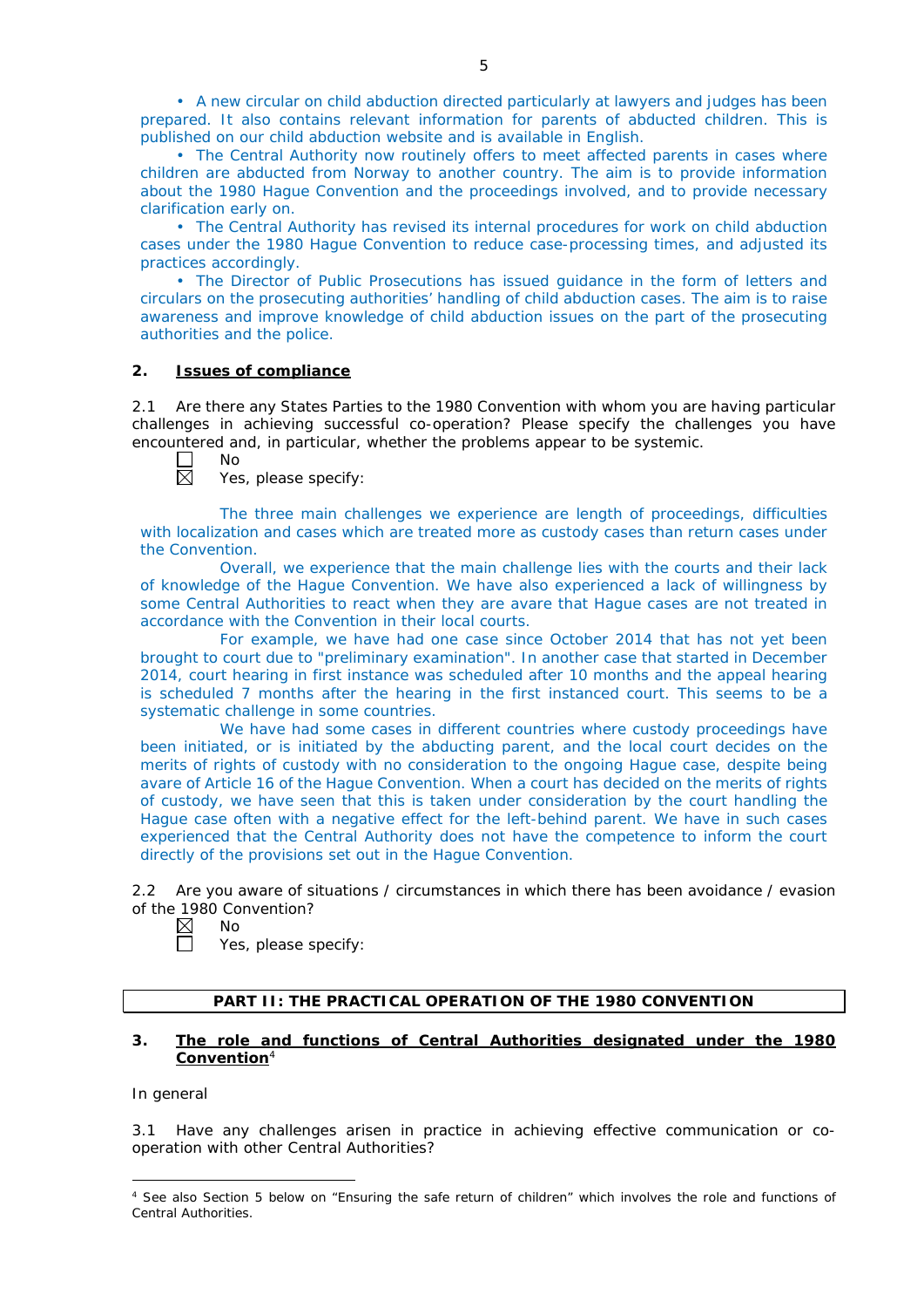• A new circular on child abduction directed particularly at lawyers and judges has been prepared. It also contains relevant information for parents of abducted children. This is published on our child abduction website and is available in English.

• The Central Authority now routinely offers to meet affected parents in cases where children are abducted from Norway to another country. The aim is to provide information about the 1980 Hague Convention and the proceedings involved, and to provide necessary clarification early on.

• The Central Authority has revised its internal procedures for work on child abduction cases under the 1980 Hague Convention to reduce case-processing times, and adjusted its practices accordingly.

• The Director of Public Prosecutions has issued guidance in the form of letters and circulars on the prosecuting authorities' handling of child abduction cases. The aim is to raise awareness and improve knowledge of child abduction issues on the part of the prosecuting authorities and the police.

## 2. Issues of compliance

2.1 Are there any States Parties to the 1980 Convention with whom you are having particular challenges in achieving successful co-operation? Please specify the challenges you have encountered and, in particular, whether the problems appear to be systemic.

☐ No
☒ Yes, please specify:

The three main challenges we experience are length of proceedings, difficulties with localization and cases which are treated more as custody cases than return cases under the Convention.

Overall, we experience that the main challenge lies with the courts and their lack of knowledge of the Hague Convention. We have also experienced a lack of willingness by some Central Authorities to react when they are avare that Hague cases are not treated in accordance with the Convention in their local courts.

For example, we have had one case since October 2014 that has not yet been brought to court due to "preliminary examination". In another case that started in December 2014, court hearing in first instance was scheduled after 10 months and the appeal hearing is scheduled 7 months after the hearing in the first instanced court. This seems to be a systematic challenge in some countries.

We have had some cases in different countries where custody proceedings have been initiated, or is initiated by the abducting parent, and the local court decides on the merits of rights of custody with no consideration to the ongoing Hague case, despite being avare of Article 16 of the Hague Convention. When a court has decided on the merits of rights of custody, we have seen that this is taken under consideration by the court handling the Hague case often with a negative effect for the left-behind parent. We have in such cases experienced that the Central Authority does not have the competence to inform the court directly of the provisions set out in the Hague Convention.

2.2 Are you aware of situations / circumstances in which there has been avoidance / evasion of the 1980 Convention?

☒ No
☐ Yes, please specify:

## PART II: THE PRACTICAL OPERATION OF THE 1980 CONVENTION

## 3. The role and functions of Central Authorities designated under the 1980 Convention[4]

In general

3.1 Have any challenges arisen in practice in achieving effective communication or co-operation with other Central Authorities?

[4] See also Section 5 below on "Ensuring the safe return of children" which involves the role and functions of Central Authorities.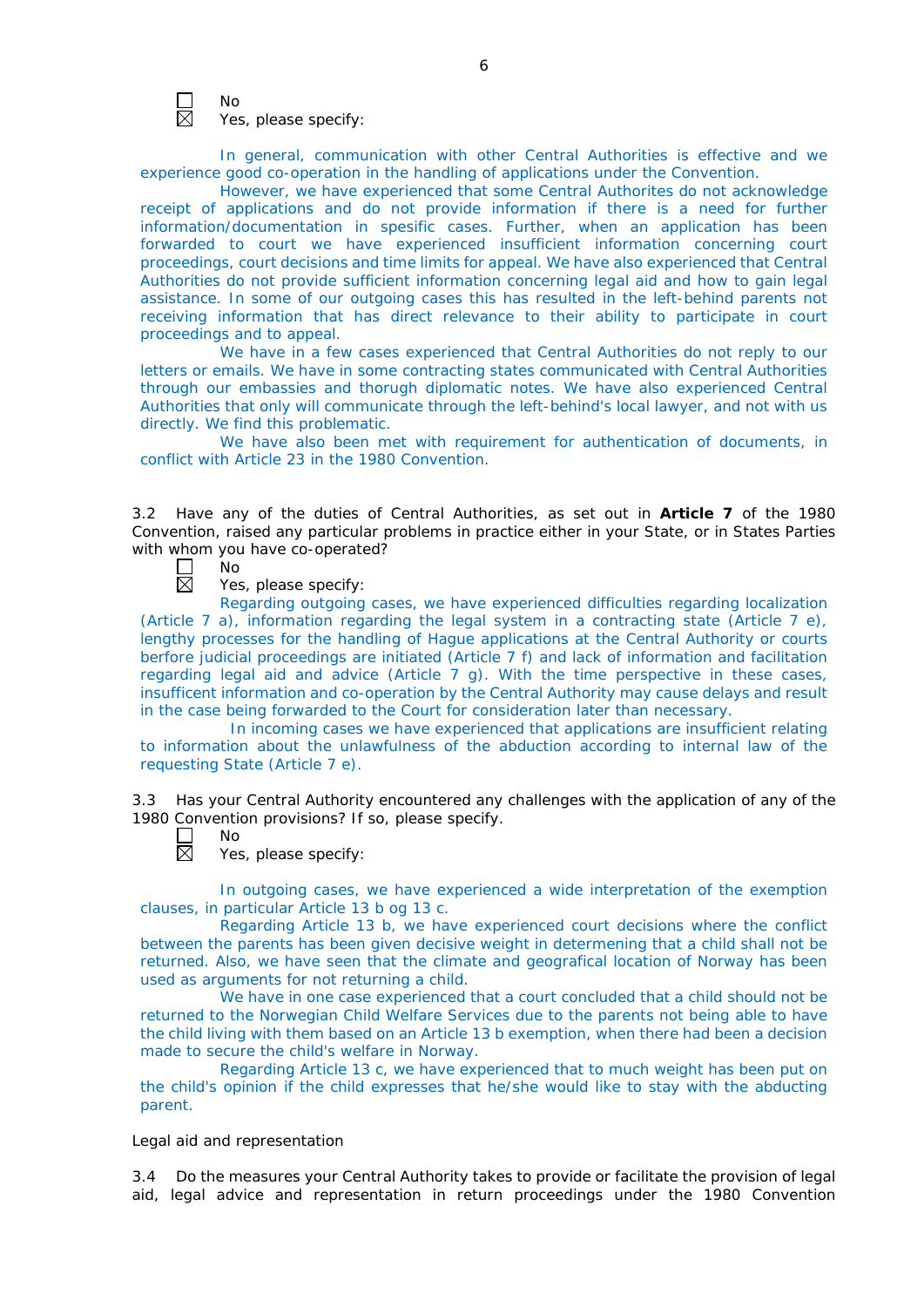☐ No
☒ Yes, please specify:

In general, communication with other Central Authorities is effective and we experience good co-operation in the handling of applications under the Convention.

However, we have experienced that some Central Authorites do not acknowledge receipt of applications and do not provide information if there is a need for further information/documentation in spesific cases. Further, when an application has been forwarded to court we have experienced insufficient information concerning court proceedings, court decisions and time limits for appeal. We have also experienced that Central Authorities do not provide sufficient information concerning legal aid and how to gain legal assistance. In some of our outgoing cases this has resulted in the left-behind parents not receiving information that has direct relevance to their ability to participate in court proceedings and to appeal.

We have in a few cases experienced that Central Authorities do not reply to our letters or emails. We have in some contracting states communicated with Central Authorities through our embassies and thorugh diplomatic notes. We have also experienced Central Authorities that only will communicate through the left-behind's local lawyer, and not with us directly. We find this problematic.

We have also been met with requirement for authentication of documents, in conflict with Article 23 in the 1980 Convention.

3.2 Have any of the duties of Central Authorities, as set out in **Article 7** of the 1980 Convention, raised any particular problems in practice either in your State, or in States Parties with whom you have co-operated?

☐ No
☒ Yes, please specify:

Regarding outgoing cases, we have experienced difficulties regarding localization (Article 7 a), information regarding the legal system in a contracting state (Article 7 e), lengthy processes for the handling of Hague applications at the Central Authority or courts berfore judicial proceedings are initiated (Article 7 f) and lack of information and facilitation regarding legal aid and advice (Article 7 g). With the time perspective in these cases, insufficient information and co-operation by the Central Authority may cause delays and result in the case being forwarded to the Court for consideration later than necessary.

In incoming cases we have experienced that applications are insufficient relating to information about the unlawfulness of the abduction according to internal law of the requesting State (Article 7 e).

3.3 Has your Central Authority encountered any challenges with the application of any of the 1980 Convention provisions? If so, please specify.

☐ No
☒ Yes, please specify:

In outgoing cases, we have experienced a wide interpretation of the exemption clauses, in particular Article 13 b og 13 c.

Regarding Article 13 b, we have experienced court decisions where the conflict between the parents has been given decisive weight in determening that a child shall not be returned. Also, we have seen that the climate and geografical location of Norway has been used as arguments for not returning a child.

We have in one case experienced that a court concluded that a child should not be returned to the Norwegian Child Welfare Services due to the parents not being able to have the child living with them based on an Article 13 b exemption, when there had been a decision made to secure the child's welfare in Norway.

Regarding Article 13 c, we have experienced that to much weight has been put on the child's opinion if the child expresses that he/she would like to stay with the abducting parent.

Legal aid and representation

3.4 Do the measures your Central Authority takes to provide or facilitate the provision of legal aid, legal advice and representation in return proceedings under the 1980 Convention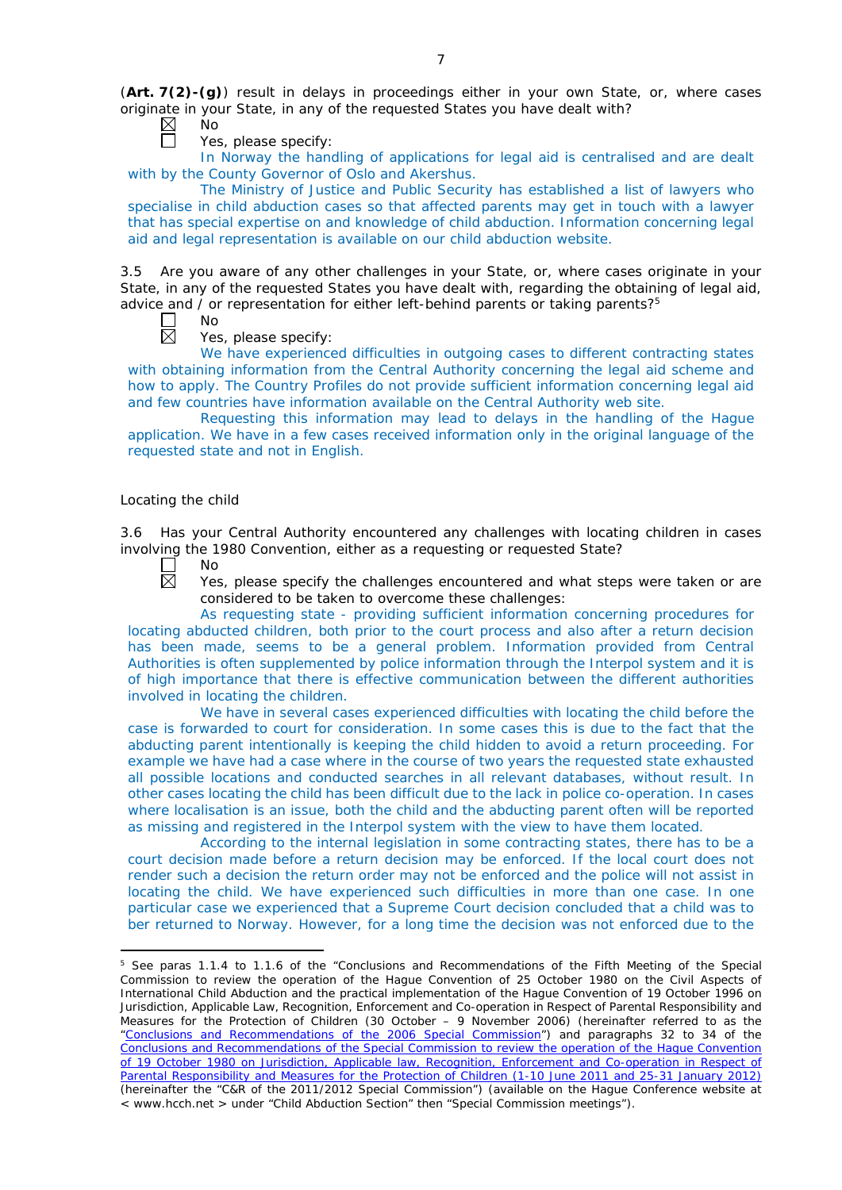(**Art. 7(2)-(g)**) result in delays in proceedings either in your own State, or, where cases originate in your State, in any of the requested States you have dealt with?

☒ No

☐ Yes, please specify:

In Norway the handling of applications for legal aid is centralised and are dealt with by the County Governor of Oslo and Akershus.

The Ministry of Justice and Public Security has established a list of lawyers who specialise in child abduction cases so that affected parents may get in touch with a lawyer that has special expertise on and knowledge of child abduction. Information concerning legal aid and legal representation is available on our child abduction website.

3.5 Are you aware of any other challenges in your State, or, where cases originate in your State, in any of the requested States you have dealt with, regarding the obtaining of legal aid, advice and / or representation for either left-behind parents or taking parents?[5]

☐ No

☒ Yes, please specify:

We have experienced difficulties in outgoing cases to different contracting states with obtaining information from the Central Authority concerning the legal aid scheme and how to apply. The Country Profiles do not provide sufficient information concerning legal aid and few countries have information available on the Central Authority web site.

Requesting this information may lead to delays in the handling of the Hague application. We have in a few cases received information only in the original language of the requested state and not in English.

Locating the child

3.6 Has your Central Authority encountered any challenges with locating children in cases involving the 1980 Convention, either as a requesting or requested State?

☐ No

☒ Yes, please specify the challenges encountered and what steps were taken or are considered to be taken to overcome these challenges:

As requesting state - providing sufficient information concerning procedures for locating abducted children, both prior to the court process and also after a return decision has been made, seems to be a general problem. Information provided from Central Authorities is often supplemented by police information through the Interpol system and it is of high importance that there is effective communication between the different authorities involved in locating the children.

We have in several cases experienced difficulties with locating the child before the case is forwarded to court for consideration. In some cases this is due to the fact that the abducting parent intentionally is keeping the child hidden to avoid a return proceeding. For example we have had a case where in the course of two years the requested state exhausted all possible locations and conducted searches in all relevant databases, without result. In other cases locating the child has been difficult due to the lack in police co-operation. In cases where localisation is an issue, both the child and the abducting parent often will be reported as missing and registered in the Interpol system with the view to have them located.

According to the internal legislation in some contracting states, there has to be a court decision made before a return decision may be enforced. If the local court does not render such a decision the return order may not be enforced and the police will not assist in locating the child. We have experienced such difficulties in more than one case. In one particular case we experienced that a Supreme Court decision concluded that a child was to ber returned to Norway. However, for a long time the decision was not enforced due to the

---

[5] See paras 1.1.4 to 1.1.6 of the "Conclusions and Recommendations of the Fifth Meeting of the Special Commission to review the operation of the Hague Convention of 25 October 1980 on the Civil Aspects of International Child Abduction and the practical implementation of the Hague Convention of 19 October 1996 on Jurisdiction, Applicable Law, Recognition, Enforcement and Co-operation in Respect of Parental Responsibility and Measures for the Protection of Children (30 October – 9 November 2006) (hereinafter referred to as the "Conclusions and Recommendations of the 2006 Special Commission") and paragraphs 32 to 34 of the Conclusions and Recommendations of the Special Commission to review the operation of the Hague Convention of 19 October 1980 on Jurisdiction, Applicable law, Recognition, Enforcement and Co-operation in Respect of Parental Responsibility and Measures for the Protection of Children (1-10 June 2011 and 25-31 January 2012) (hereinafter the "C&R of the 2011/2012 Special Commission") (available on the Hague Conference website at < www.hcch.net > under "Child Abduction Section" then "Special Commission meetings").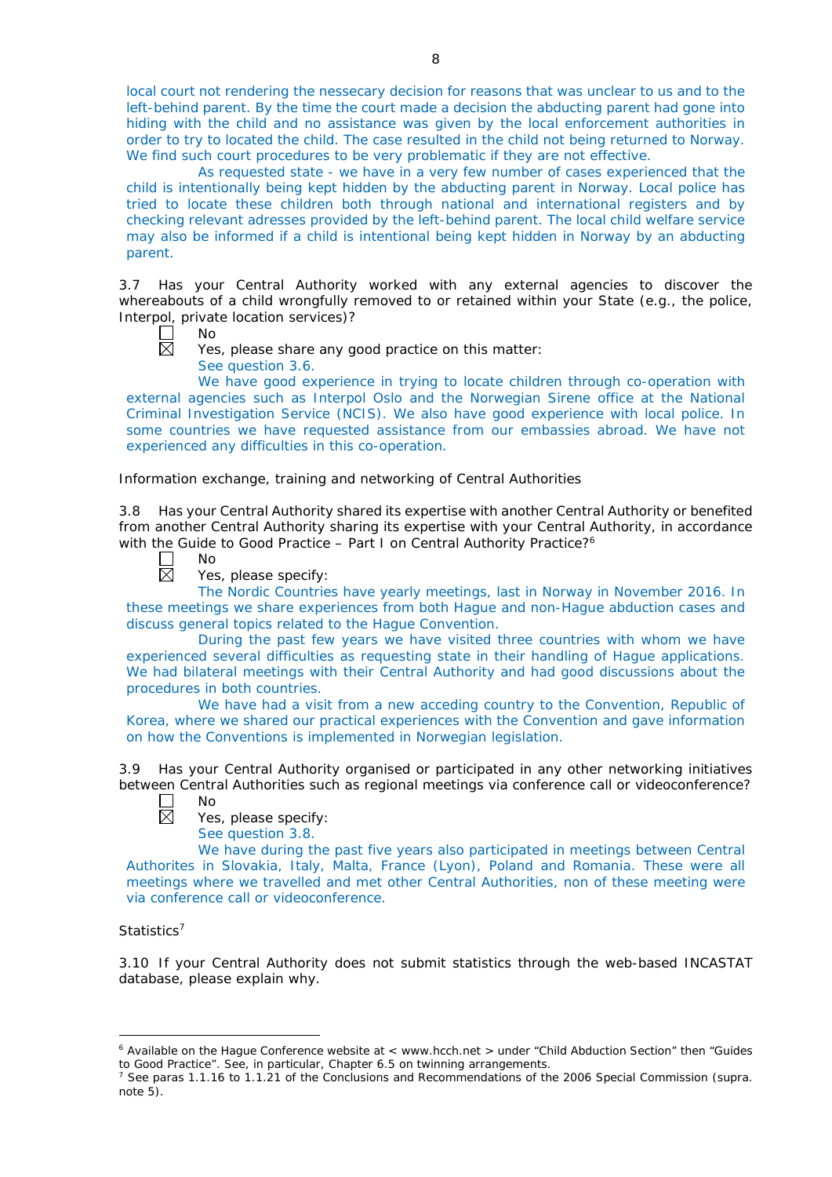local court not rendering the nessecary decision for reasons that was unclear to us and to the left-behind parent. By the time the court made a decision the abducting parent had gone into hiding with the child and no assistance was given by the local enforcement authorities in order to try to located the child. The case resulted in the child not being returned to Norway. We find such court procedures to be very problematic if they are not effective.

As requested state - we have in a very few number of cases experienced that the child is intentionally being kept hidden by the abducting parent in Norway. Local police has tried to locate these children both through national and international registers and by checking relevant adresses provided by the left-behind parent. The local child welfare service may also be informed if a child is intentional being kept hidden in Norway by an abducting parent.

3.7 Has your Central Authority worked with any external agencies to discover the whereabouts of a child wrongfully removed to or retained within your State (e.g., the police, Interpol, private location services)?

☐ No

☒ Yes, please share any good practice on this matter:

See question 3.6.

We have good experience in trying to locate children through co-operation with external agencies such as Interpol Oslo and the Norwegian Sirene office at the National Criminal Investigation Service (NCIS). We also have good experience with local police. In some countries we have requested assistance from our embassies abroad. We have not experienced any difficulties in this co-operation.

Information exchange, training and networking of Central Authorities

3.8 Has your Central Authority shared its expertise with another Central Authority or benefited from another Central Authority sharing its expertise with your Central Authority, in accordance with the Guide to Good Practice – Part I on Central Authority Practice?[6]

☐ No

☒ Yes, please specify:

The Nordic Countries have yearly meetings, last in Norway in November 2016. In these meetings we share experiences from both Hague and non-Hague abduction cases and discuss general topics related to the Hague Convention.

During the past few years we have visited three countries with whom we have experienced several difficulties as requesting state in their handling of Hague applications. We had bilateral meetings with their Central Authority and had good discussions about the procedures in both countries.

We have had a visit from a new acceding country to the Convention, Republic of Korea, where we shared our practical experiences with the Convention and gave information on how the Conventions is implemented in Norwegian legislation.

3.9 Has your Central Authority organised or participated in any other networking initiatives between Central Authorities such as regional meetings via conference call or videoconference?

☐ No

☒ Yes, please specify:

See question 3.8.

We have during the past five years also participated in meetings between Central Authorites in Slovakia, Italy, Malta, France (Lyon), Poland and Romania. These were all meetings where we travelled and met other Central Authorities, non of these meeting were via conference call or videoconference.

Statistics[7]

3.10 If your Central Authority does not submit statistics through the web-based INCASTAT database, please explain why.

---

[6] Available on the Hague Conference website at < www.hcch.net > under "Child Abduction Section" then "Guides to Good Practice". See, in particular, Chapter 6.5 on twinning arrangements.

[7] See paras 1.1.16 to 1.1.21 of the Conclusions and Recommendations of the 2006 Special Commission (supra. note 5).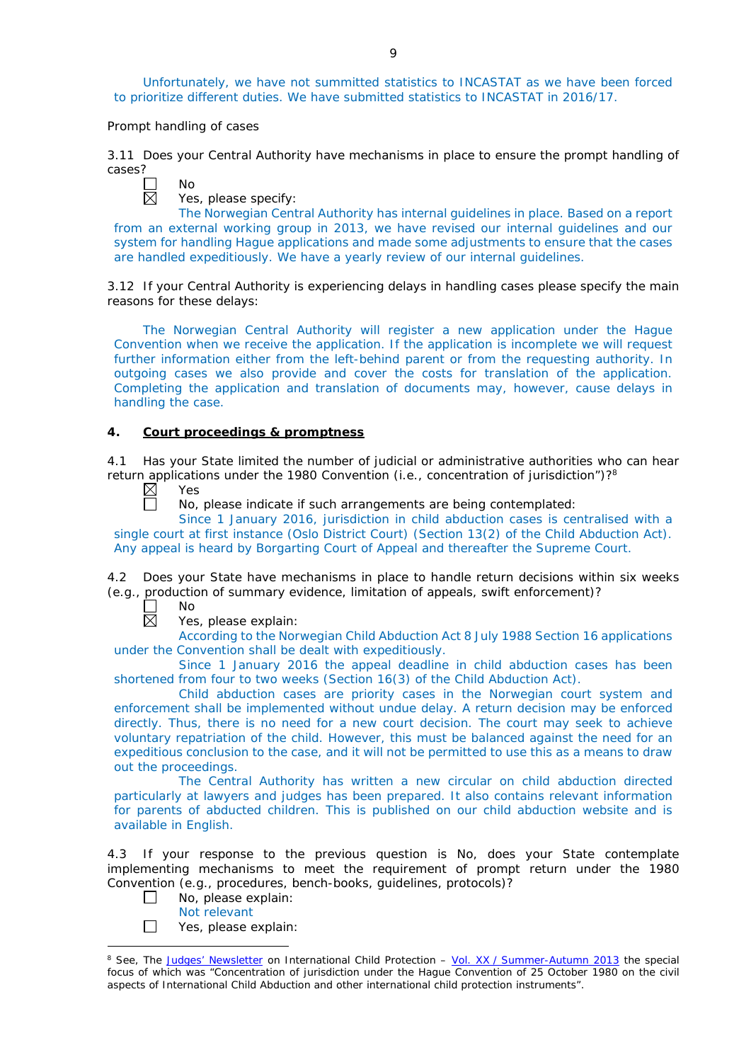Unfortunately, we have not summitted statistics to INCASTAT as we have been forced to prioritize different duties. We have submitted statistics to INCASTAT in 2016/17.

Prompt handling of cases

3.11 Does your Central Authority have mechanisms in place to ensure the prompt handling of cases?

☐ No
☒ Yes, please specify:

The Norwegian Central Authority has internal guidelines in place. Based on a report from an external working group in 2013, we have revised our internal guidelines and our system for handling Hague applications and made some adjustments to ensure that the cases are handled expeditiously. We have a yearly review of our internal guidelines.

3.12 If your Central Authority is experiencing delays in handling cases please specify the main reasons for these delays:

The Norwegian Central Authority will register a new application under the Hague Convention when we receive the application. If the application is incomplete we will request further information either from the left-behind parent or from the requesting authority. In outgoing cases we also provide and cover the costs for translation of the application. Completing the application and translation of documents may, however, cause delays in handling the case.

## 4. <u>Court proceedings & promptness</u>

4.1 Has your State limited the number of judicial or administrative authorities who can hear return applications under the 1980 Convention (i.e., concentration of jurisdiction")?[8]

☒ Yes
☐ No, please indicate if such arrangements are being contemplated:

Since 1 January 2016, jurisdiction in child abduction cases is centralised with a single court at first instance (Oslo District Court) (Section 13(2) of the Child Abduction Act). Any appeal is heard by Borgarting Court of Appeal and thereafter the Supreme Court.

4.2 Does your State have mechanisms in place to handle return decisions within six weeks (e.g., production of summary evidence, limitation of appeals, swift enforcement)?

☐ No
☒ Yes, please explain:

According to the Norwegian Child Abduction Act 8 July 1988 Section 16 applications under the Convention shall be dealt with expeditiously.

Since 1 January 2016 the appeal deadline in child abduction cases has been shortened from four to two weeks (Section 16(3) of the Child Abduction Act).

Child abduction cases are priority cases in the Norwegian court system and enforcement shall be implemented without undue delay. A return decision may be enforced directly. Thus, there is no need for a new court decision. The court may seek to achieve voluntary repatriation of the child. However, this must be balanced against the need for an expeditious conclusion to the case, and it will not be permitted to use this as a means to draw out the proceedings.

The Central Authority has written a new circular on child abduction directed particularly at lawyers and judges has been prepared. It also contains relevant information for parents of abducted children. This is published on our child abduction website and is available in English.

4.3 If your response to the previous question is No, does your State contemplate implementing mechanisms to meet the requirement of prompt return under the 1980 Convention (e.g., procedures, bench-books, guidelines, protocols)?

☐ No, please explain:

Not relevant

☐ Yes, please explain:

---

[8] See, The Judges' Newsletter on International Child Protection – Vol. XX / Summer-Autumn 2013 the special focus of which was "Concentration of jurisdiction under the Hague Convention of 25 October 1980 on the civil aspects of International Child Abduction and other international child protection instruments".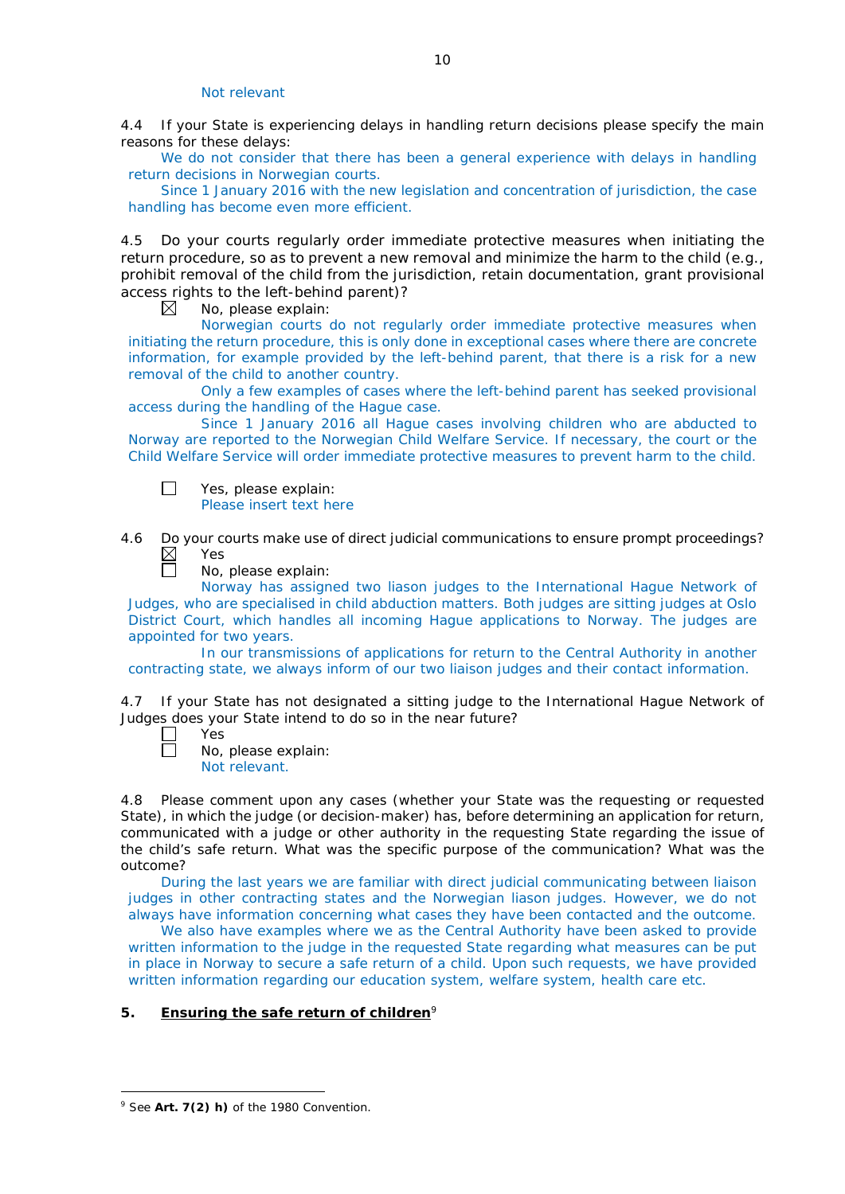Not relevant

4.4 If your State is experiencing delays in handling return decisions please specify the main reasons for these delays:

We do not consider that there has been a general experience with delays in handling return decisions in Norwegian courts.

Since 1 January 2016 with the new legislation and concentration of jurisdiction, the case handling has become even more efficient.

4.5 Do your courts regularly order immediate protective measures when initiating the return procedure, so as to prevent a new removal and minimize the harm to the child (e.g., prohibit removal of the child from the jurisdiction, retain documentation, grant provisional access rights to the left-behind parent)?

☒ No, please explain:

Norwegian courts do not regularly order immediate protective measures when initiating the return procedure, this is only done in exceptional cases where there are concrete information, for example provided by the left-behind parent, that there is a risk for a new removal of the child to another country.

Only a few examples of cases where the left-behind parent has seeked provisional access during the handling of the Hague case.

Since 1 January 2016 all Hague cases involving children who are abducted to Norway are reported to the Norwegian Child Welfare Service. If necessary, the court or the Child Welfare Service will order immediate protective measures to prevent harm to the child.

☐ Yes, please explain:

Please insert text here

4.6 Do your courts make use of direct judicial communications to ensure prompt proceedings?

☒ Yes

☐ No, please explain:

Norway has assigned two liason judges to the International Hague Network of Judges, who are specialised in child abduction matters. Both judges are sitting judges at Oslo District Court, which handles all incoming Hague applications to Norway. The judges are appointed for two years.

In our transmissions of applications for return to the Central Authority in another contracting state, we always inform of our two liaison judges and their contact information.

4.7 If your State has not designated a sitting judge to the International Hague Network of Judges does your State intend to do so in the near future?

☐ Yes

☐ No, please explain:

Not relevant.

4.8 Please comment upon any cases (whether your State was the requesting or requested State), in which the judge (or decision-maker) has, before determining an application for return, communicated with a judge or other authority in the requesting State regarding the issue of the child's safe return. What was the specific purpose of the communication? What was the outcome?

During the last years we are familiar with direct judicial communicating between liaison judges in other contracting states and the Norwegian liason judges. However, we do not always have information concerning what cases they have been contacted and the outcome.

We also have examples where we as the Central Authority have been asked to provide written information to the judge in the requested State regarding what measures can be put in place in Norway to secure a safe return of a child. Upon such requests, we have provided written information regarding our education system, welfare system, health care etc.

## 5. Ensuring the safe return of children[9]

[9] See **Art. 7(2) h)** of the 1980 Convention.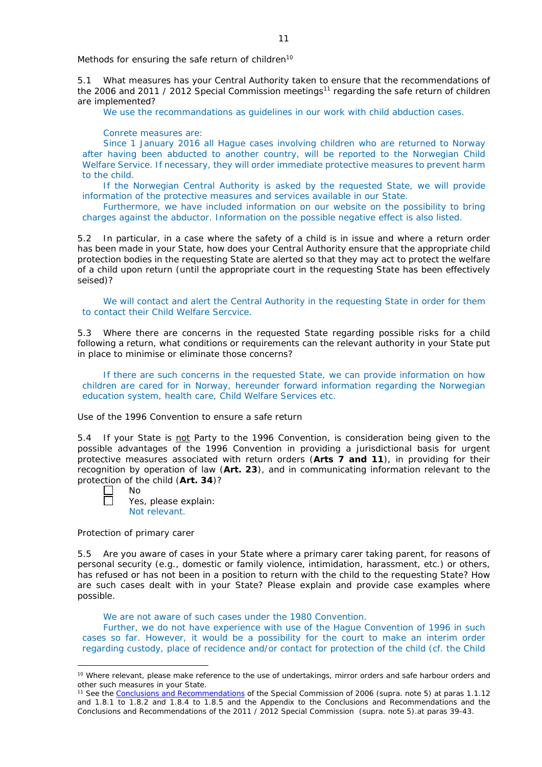Methods for ensuring the safe return of children[10]

5.1 What measures has your Central Authority taken to ensure that the recommendations of the 2006 and 2011 / 2012 Special Commission meetings[11] regarding the safe return of children are implemented?

We use the recommandations as guidelines in our work with child abduction cases.

Conrete measures are:

Since 1 January 2016 all Hague cases involving children who are returned to Norway after having been abducted to another country, will be reported to the Norwegian Child Welfare Service. If necessary, they will order immediate protective measures to prevent harm to the child.

If the Norwegian Central Authority is asked by the requested State, we will provide information of the protective measures and services available in our State.

Furthermore, we have included information on our website on the possibility to bring charges against the abductor. Information on the possible negative effect is also listed.

5.2 In particular, in a case where the safety of a child is in issue and where a return order has been made in your State, how does your Central Authority ensure that the appropriate child protection bodies in the requesting State are alerted so that they may act to protect the welfare of a child upon return (until the appropriate court in the requesting State has been effectively seised)?

We will contact and alert the Central Authority in the requesting State in order for them to contact their Child Welfare Sercvice.

5.3 Where there are concerns in the requested State regarding possible risks for a child following a return, what conditions or requirements can the relevant authority in your State put in place to minimise or eliminate those concerns?

If there are such concerns in the requested State, we can provide information on how children are cared for in Norway, hereunder forward information regarding the Norwegian education system, health care, Child Welfare Services etc.

Use of the 1996 Convention to ensure a safe return

5.4 If your State is <u>not</u> Party to the 1996 Convention, is consideration being given to the possible advantages of the 1996 Convention in providing a jurisdictional basis for urgent protective measures associated with return orders (**Arts 7 and 11**), in providing for their recognition by operation of law (**Art. 23**), and in communicating information relevant to the protection of the child (**Art. 34**)?

- [ ] No
- [ ] Yes, please explain:

Not relevant.

Protection of primary carer

5.5 Are you aware of cases in your State where a primary carer taking parent, for reasons of personal security (e.g., domestic or family violence, intimidation, harassment, etc.) or others, has refused or has not been in a position to return with the child to the requesting State? How are such cases dealt with in your State? Please explain and provide case examples where possible.

We are not aware of such cases under the 1980 Convention.

Further, we do not have experience with use of the Hague Convention of 1996 in such cases so far. However, it would be a possibility for the court to make an interim order regarding custody, place of recidence and/or contact for protection of the child (cf. the Child

---

[10] Where relevant, please make reference to the use of undertakings, mirror orders and safe harbour orders and other such measures in your State.

[11] See the Conclusions and Recommendations of the Special Commission of 2006 (supra. note 5) at paras 1.1.12 and 1.8.1 to 1.8.2 and 1.8.4 to 1.8.5 and the Appendix to the Conclusions and Recommendations and the Conclusions and Recommendations of the 2011 / 2012 Special Commission (supra. note 5).at paras 39-43.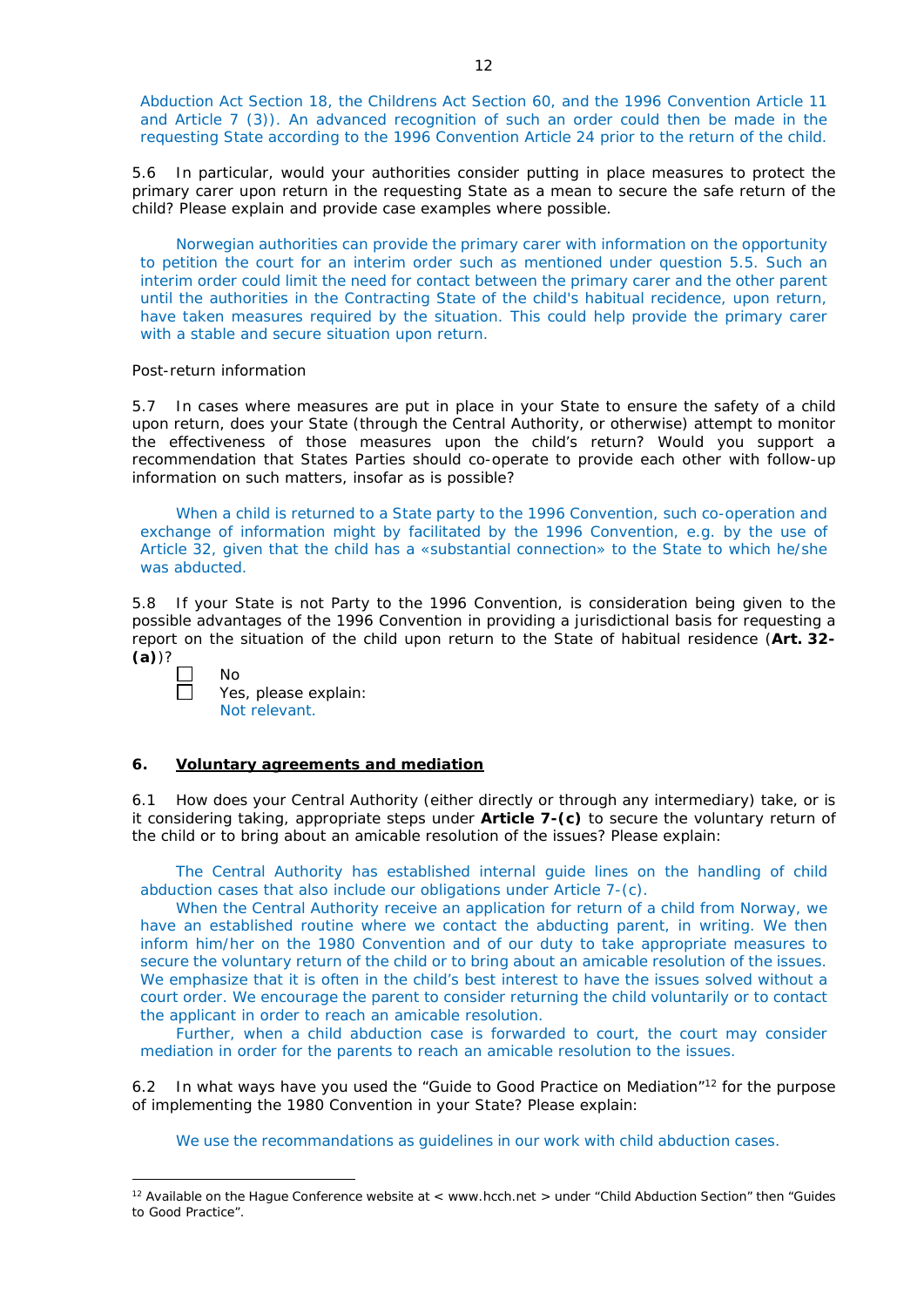Abduction Act Section 18, the Childrens Act Section 60, and the 1996 Convention Article 11 and Article 7 (3)). An advanced recognition of such an order could then be made in the requesting State according to the 1996 Convention Article 24 prior to the return of the child.

5.6 In particular, would your authorities consider putting in place measures to protect the primary carer upon return in the requesting State as a mean to secure the safe return of the child? Please explain and provide case examples where possible.

Norwegian authorities can provide the primary carer with information on the opportunity to petition the court for an interim order such as mentioned under question 5.5. Such an interim order could limit the need for contact between the primary carer and the other parent until the authorities in the Contracting State of the child's habitual recidence, upon return, have taken measures required by the situation. This could help provide the primary carer with a stable and secure situation upon return.

Post-return information

5.7 In cases where measures are put in place in your State to ensure the safety of a child upon return, does your State (through the Central Authority, or otherwise) attempt to monitor the effectiveness of those measures upon the child's return? Would you support a recommendation that States Parties should co-operate to provide each other with follow-up information on such matters, insofar as is possible?

When a child is returned to a State party to the 1996 Convention, such co-operation and exchange of information might by facilitated by the 1996 Convention, e.g. by the use of Article 32, given that the child has a «substantial connection» to the State to which he/she was abducted.

5.8 If your State is not Party to the 1996 Convention, is consideration being given to the possible advantages of the 1996 Convention in providing a jurisdictional basis for requesting a report on the situation of the child upon return to the State of habitual residence (**Art. 32-(a)**)?

☐ No
☐ Yes, please explain:
Not relevant.

## 6. Voluntary agreements and mediation

6.1 How does your Central Authority (either directly or through any intermediary) take, or is it considering taking, appropriate steps under **Article 7-(c)** to secure the voluntary return of the child or to bring about an amicable resolution of the issues? Please explain:

The Central Authority has established internal guide lines on the handling of child abduction cases that also include our obligations under Article 7-(c).

When the Central Authority receive an application for return of a child from Norway, we have an established routine where we contact the abducting parent, in writing. We then inform him/her on the 1980 Convention and of our duty to take appropriate measures to secure the voluntary return of the child or to bring about an amicable resolution of the issues. We emphasize that it is often in the child's best interest to have the issues solved without a court order. We encourage the parent to consider returning the child voluntarily or to contact the applicant in order to reach an amicable resolution.

Further, when a child abduction case is forwarded to court, the court may consider mediation in order for the parents to reach an amicable resolution to the issues.

6.2 In what ways have you used the "Guide to Good Practice on Mediation"[12] for the purpose of implementing the 1980 Convention in your State? Please explain:

We use the recommandations as guidelines in our work with child abduction cases.

[12] Available on the Hague Conference website at < www.hcch.net > under "Child Abduction Section" then "Guides to Good Practice".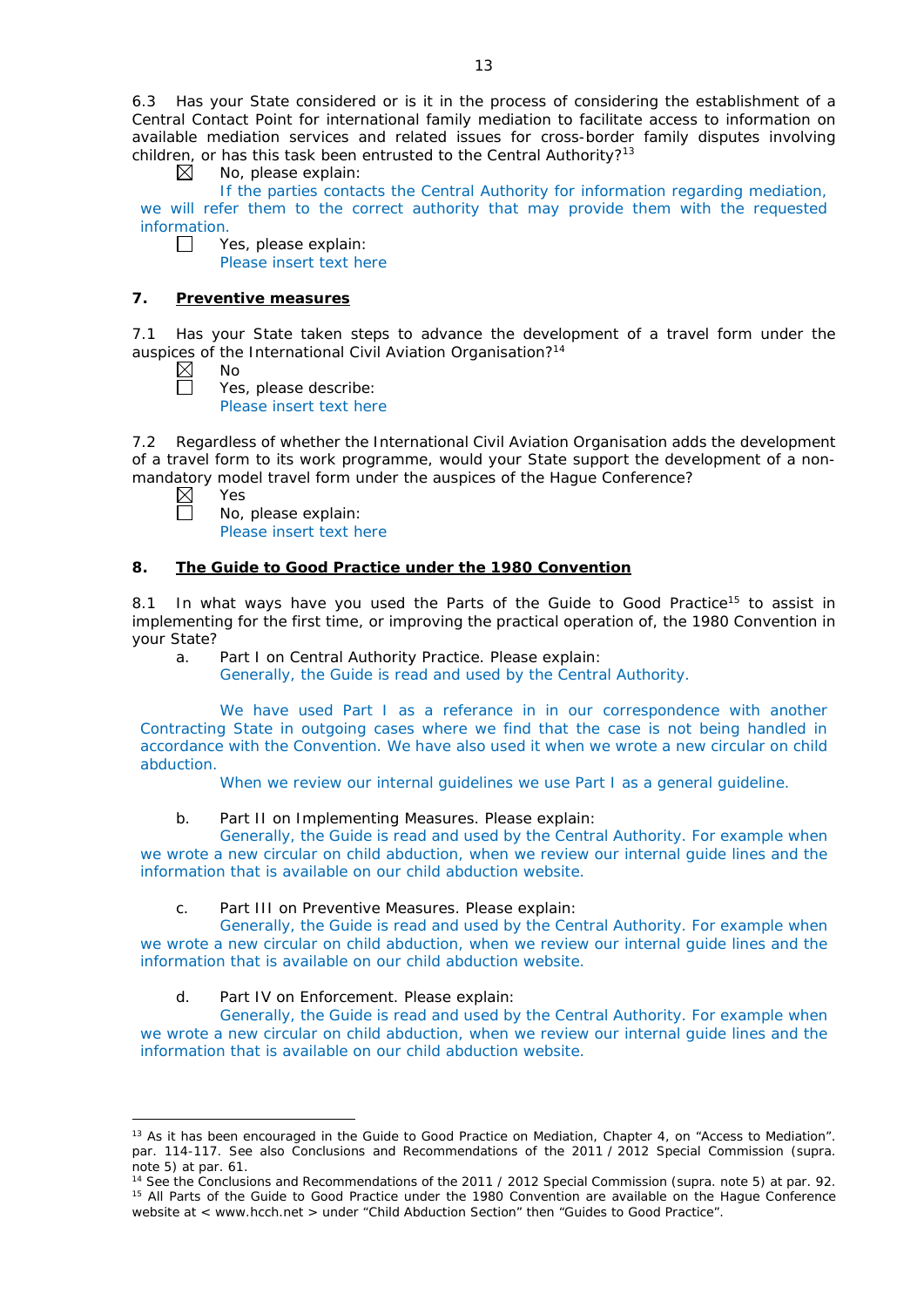6.3 Has your State considered or is it in the process of considering the establishment of a Central Contact Point for international family mediation to facilitate access to information on available mediation services and related issues for cross-border family disputes involving children, or has this task been entrusted to the Central Authority?[13]

☒ No, please explain:
If the parties contacts the Central Authority for information regarding mediation, we will refer them to the correct authority that may provide them with the requested information.

☐ Yes, please explain:
Please insert text here

## 7. Preventive measures

7.1 Has your State taken steps to advance the development of a travel form under the auspices of the International Civil Aviation Organisation?[14]

☒ No

☐ Yes, please describe:
Please insert text here

7.2 Regardless of whether the International Civil Aviation Organisation adds the development of a travel form to its work programme, would your State support the development of a non-mandatory model travel form under the auspices of the Hague Conference?

☒ Yes

☐ No, please explain:
Please insert text here

## 8. The Guide to Good Practice under the 1980 Convention

8.1 In what ways have you used the Parts of the Guide to Good Practice[15] to assist in implementing for the first time, or improving the practical operation of, the 1980 Convention in your State?

a. Part I on Central Authority Practice. Please explain:
Generally, the Guide is read and used by the Central Authority.

We have used Part I as a referance in in our correspondence with another Contracting State in outgoing cases where we find that the case is not being handled in accordance with the Convention. We have also used it when we wrote a new circular on child abduction.

When we review our internal guidelines we use Part I as a general guideline.

b. Part II on Implementing Measures. Please explain:
Generally, the Guide is read and used by the Central Authority. For example when we wrote a new circular on child abduction, when we review our internal guide lines and the information that is available on our child abduction website.

c. Part III on Preventive Measures. Please explain:
Generally, the Guide is read and used by the Central Authority. For example when we wrote a new circular on child abduction, when we review our internal guide lines and the information that is available on our child abduction website.

d. Part IV on Enforcement. Please explain:
Generally, the Guide is read and used by the Central Authority. For example when we wrote a new circular on child abduction, when we review our internal guide lines and the information that is available on our child abduction website.

---

[13] As it has been encouraged in the Guide to Good Practice on Mediation, Chapter 4, on "Access to Mediation". par. 114-117. See also Conclusions and Recommendations of the 2011 / 2012 Special Commission (supra. note 5) at par. 61.

[14] See the Conclusions and Recommendations of the 2011 / 2012 Special Commission (supra. note 5) at par. 92.

[15] All Parts of the Guide to Good Practice under the 1980 Convention are available on the Hague Conference website at < www.hcch.net > under "Child Abduction Section" then "Guides to Good Practice".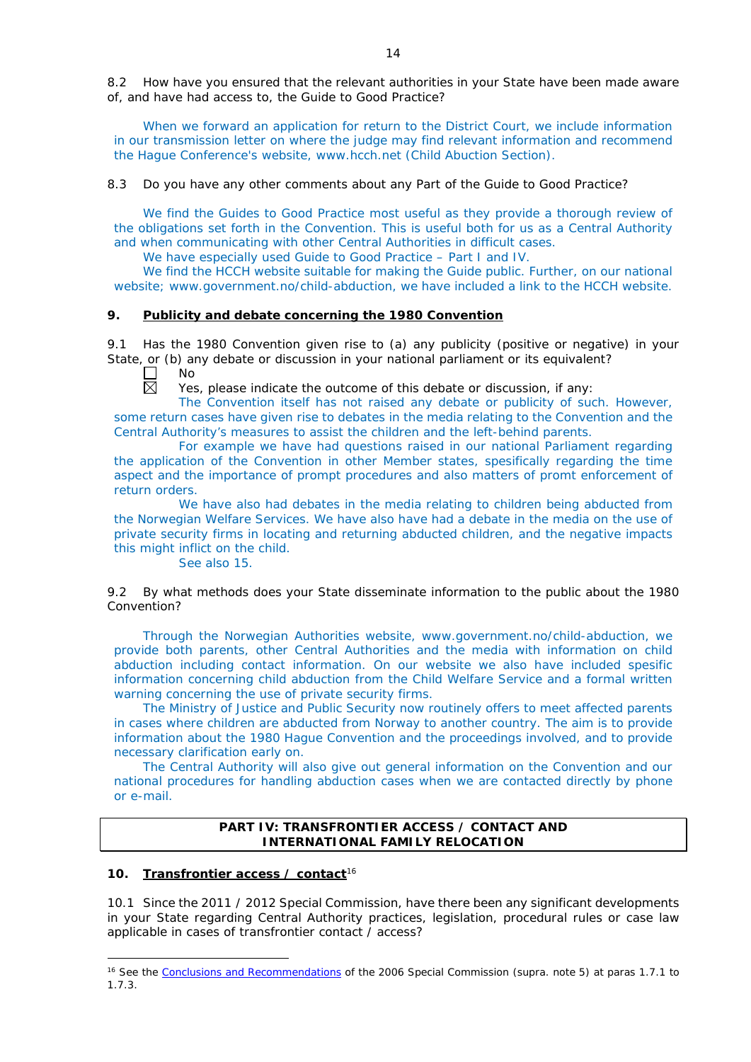8.2 How have you ensured that the relevant authorities in your State have been made aware of, and have had access to, the Guide to Good Practice?

When we forward an application for return to the District Court, we include information in our transmission letter on where the judge may find relevant information and recommend the Hague Conference's website, www.hcch.net (Child Abuction Section).

8.3 Do you have any other comments about any Part of the Guide to Good Practice?

We find the Guides to Good Practice most useful as they provide a thorough review of the obligations set forth in the Convention. This is useful both for us as a Central Authority and when communicating with other Central Authorities in difficult cases.

We have especially used Guide to Good Practice – Part I and IV.

We find the HCCH website suitable for making the Guide public. Further, on our national website; www.government.no/child-abduction, we have included a link to the HCCH website.

## 9. Publicity and debate concerning the 1980 Convention

9.1 Has the 1980 Convention given rise to (a) any publicity (positive or negative) in your State, or (b) any debate or discussion in your national parliament or its equivalent?

☐ No

☒ Yes, please indicate the outcome of this debate or discussion, if any:

The Convention itself has not raised any debate or publicity of such. However, some return cases have given rise to debates in the media relating to the Convention and the Central Authority's measures to assist the children and the left-behind parents.

For example we have had questions raised in our national Parliament regarding the application of the Convention in other Member states, spesifically regarding the time aspect and the importance of prompt procedures and also matters of promt enforcement of return orders.

We have also had debates in the media relating to children being abducted from the Norwegian Welfare Services. We have also have had a debate in the media on the use of private security firms in locating and returning abducted children, and the negative impacts this might inflict on the child.

See also 15.

9.2 By what methods does your State disseminate information to the public about the 1980 Convention?

Through the Norwegian Authorities website, www.government.no/child-abduction, we provide both parents, other Central Authorities and the media with information on child abduction including contact information. On our website we also have included spesific information concerning child abduction from the Child Welfare Service and a formal written warning concerning the use of private security firms.

The Ministry of Justice and Public Security now routinely offers to meet affected parents in cases where children are abducted from Norway to another country. The aim is to provide information about the 1980 Hague Convention and the proceedings involved, and to provide necessary clarification early on.

The Central Authority will also give out general information on the Convention and our national procedures for handling abduction cases when we are contacted directly by phone or e-mail.

# PART IV: TRANSFRONTIER ACCESS / CONTACT AND INTERNATIONAL FAMILY RELOCATION

## 10. Transfrontier access / contact[16]

10.1 Since the 2011 / 2012 Special Commission, have there been any significant developments in your State regarding Central Authority practices, legislation, procedural rules or case law applicable in cases of transfrontier contact / access?

[16] See the Conclusions and Recommendations of the 2006 Special Commission (supra. note 5) at paras 1.7.1 to 1.7.3.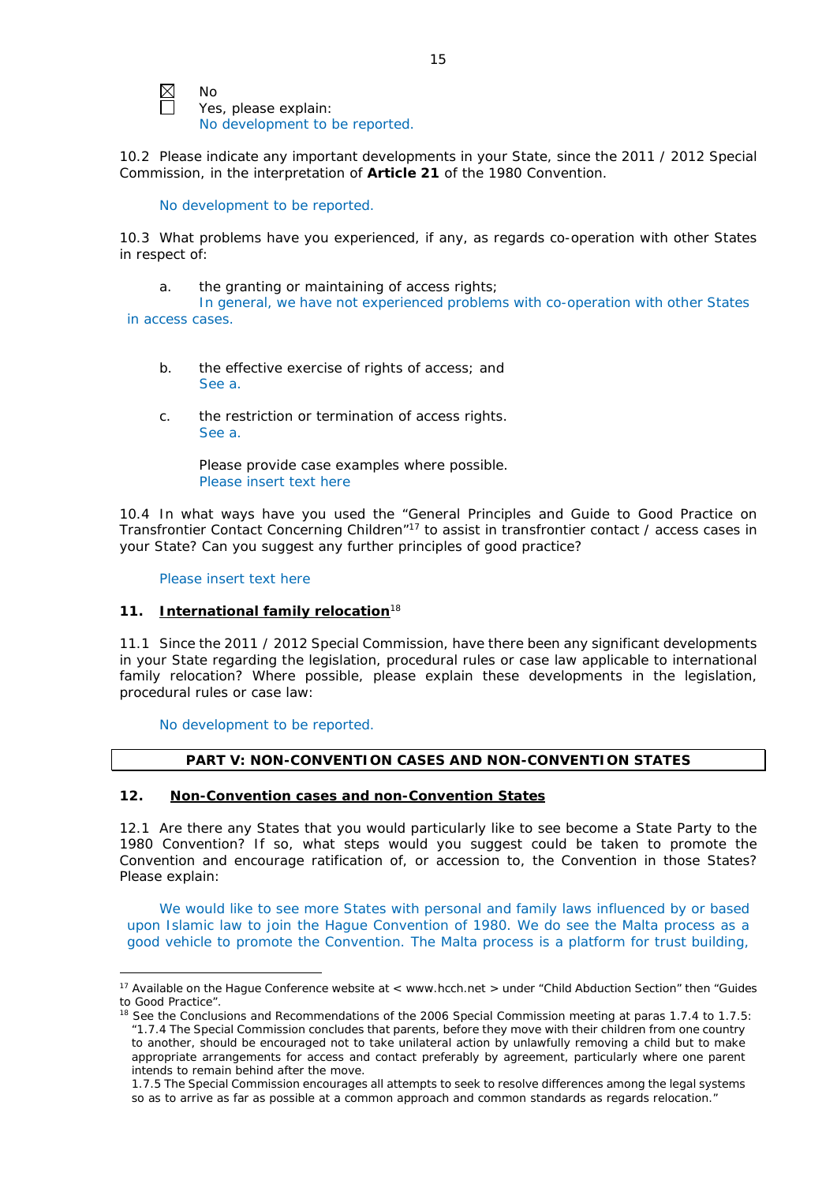☒ No
☐ Yes, please explain:
No development to be reported.

10.2 Please indicate any important developments in your State, since the 2011 / 2012 Special Commission, in the interpretation of **Article 21** of the 1980 Convention.

No development to be reported.

10.3 What problems have you experienced, if any, as regards co-operation with other States in respect of:

a. the granting or maintaining of access rights;
In general, we have not experienced problems with co-operation with other States in access cases.

b. the effective exercise of rights of access; and
See a.

c. the restriction or termination of access rights.
See a.

Please provide case examples where possible.
Please insert text here

10.4 In what ways have you used the "General Principles and Guide to Good Practice on Transfrontier Contact Concerning Children"[17] to assist in transfrontier contact / access cases in your State? Can you suggest any further principles of good practice?

Please insert text here

## 11. International family relocation[18]

11.1 Since the 2011 / 2012 Special Commission, have there been any significant developments in your State regarding the legislation, procedural rules or case law applicable to international family relocation? Where possible, please explain these developments in the legislation, procedural rules or case law:

No development to be reported.

## PART V: NON-CONVENTION CASES AND NON-CONVENTION STATES

## 12. Non-Convention cases and non-Convention States

12.1 Are there any States that you would particularly like to see become a State Party to the 1980 Convention? If so, what steps would you suggest could be taken to promote the Convention and encourage ratification of, or accession to, the Convention in those States? Please explain:

We would like to see more States with personal and family laws influenced by or based upon Islamic law to join the Hague Convention of 1980. We do see the Malta process as a good vehicle to promote the Convention. The Malta process is a platform for trust building,

---

[17] Available on the Hague Conference website at < www.hcch.net > under "Child Abduction Section" then "Guides to Good Practice".

[18] See the Conclusions and Recommendations of the 2006 Special Commission meeting at paras 1.7.4 to 1.7.5: "1.7.4 The Special Commission concludes that parents, before they move with their children from one country to another, should be encouraged not to take unilateral action by unlawfully removing a child but to make appropriate arrangements for access and contact preferably by agreement, particularly where one parent intends to remain behind after the move.
1.7.5 The Special Commission encourages all attempts to seek to resolve differences among the legal systems so as to arrive as far as possible at a common approach and common standards as regards relocation."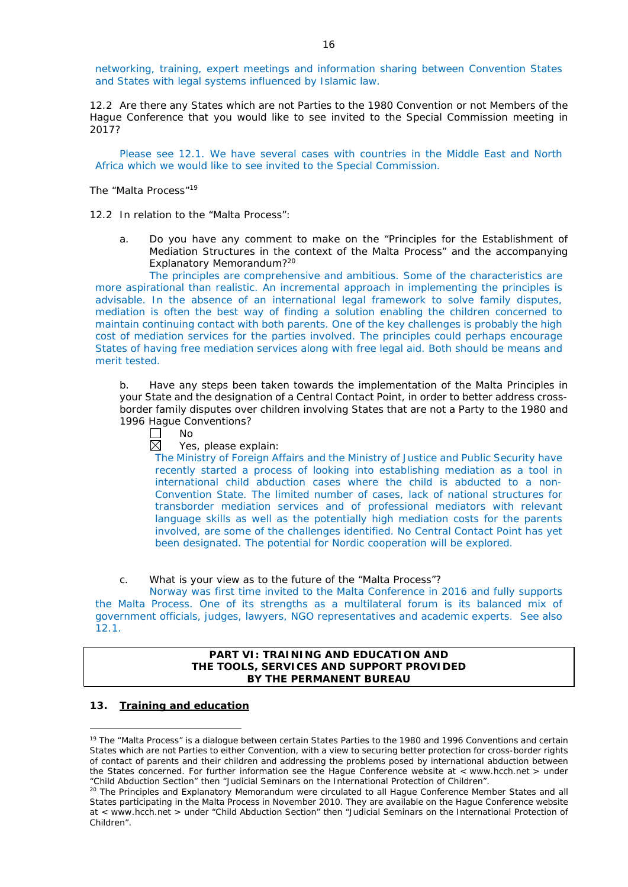networking, training, expert meetings and information sharing between Convention States and States with legal systems influenced by Islamic law.

12.2 Are there any States which are not Parties to the 1980 Convention or not Members of the Hague Conference that you would like to see invited to the Special Commission meeting in 2017?

Please see 12.1. We have several cases with countries in the Middle East and North Africa which we would like to see invited to the Special Commission.

The "Malta Process"[19]

12.2 In relation to the "Malta Process":

a. Do you have any comment to make on the "Principles for the Establishment of Mediation Structures in the context of the Malta Process" and the accompanying Explanatory Memorandum?[20]

The principles are comprehensive and ambitious. Some of the characteristics are more aspirational than realistic. An incremental approach in implementing the principles is advisable. In the absence of an international legal framework to solve family disputes, mediation is often the best way of finding a solution enabling the children concerned to maintain continuing contact with both parents. One of the key challenges is probably the high cost of mediation services for the parties involved. The principles could perhaps encourage States of having free mediation services along with free legal aid. Both should be means and merit tested.

b. Have any steps been taken towards the implementation of the Malta Principles in your State and the designation of a Central Contact Point, in order to better address cross-border family disputes over children involving States that are not a Party to the 1980 and 1996 Hague Conventions?

☐ No
☒ Yes, please explain:

The Ministry of Foreign Affairs and the Ministry of Justice and Public Security have recently started a process of looking into establishing mediation as a tool in international child abduction cases where the child is abducted to a non-Convention State. The limited number of cases, lack of national structures for transborder mediation services and of professional mediators with relevant language skills as well as the potentially high mediation costs for the parents involved, are some of the challenges identified. No Central Contact Point has yet been designated. The potential for Nordic cooperation will be explored.

c. What is your view as to the future of the "Malta Process"?

Norway was first time invited to the Malta Conference in 2016 and fully supports the Malta Process. One of its strengths as a multilateral forum is its balanced mix of government officials, judges, lawyers, NGO representatives and academic experts. See also 12.1.

## PART VI: TRAINING AND EDUCATION AND THE TOOLS, SERVICES AND SUPPORT PROVIDED BY THE PERMANENT BUREAU

### 13. Training and education

---

[19] The "Malta Process" is a dialogue between certain States Parties to the 1980 and 1996 Conventions and certain States which are not Parties to either Convention, with a view to securing better protection for cross-border rights of contact of parents and their children and addressing the problems posed by international abduction between the States concerned. For further information see the Hague Conference website at < www.hcch.net > under "Child Abduction Section" then "Judicial Seminars on the International Protection of Children".

[20] The Principles and Explanatory Memorandum were circulated to all Hague Conference Member States and all States participating in the Malta Process in November 2010. They are available on the Hague Conference website at < www.hcch.net > under "Child Abduction Section" then "Judicial Seminars on the International Protection of Children".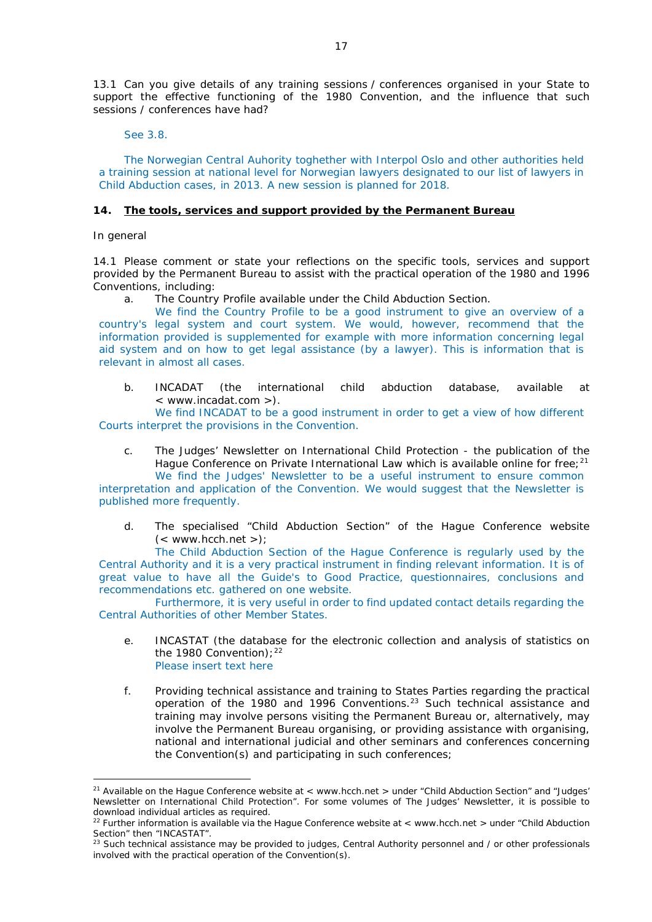13.1 Can you give details of any training sessions / conferences organised in your State to support the effective functioning of the 1980 Convention, and the influence that such sessions / conferences have had?

See 3.8.

The Norwegian Central Auhority toghether with Interpol Oslo and other authorities held a training session at national level for Norwegian lawyers designated to our list of lawyers in Child Abduction cases, in 2013. A new session is planned for 2018.

## 14. The tools, services and support provided by the Permanent Bureau

In general

14.1 Please comment or state your reflections on the specific tools, services and support provided by the Permanent Bureau to assist with the practical operation of the 1980 and 1996 Conventions, including:

a. The Country Profile available under the Child Abduction Section.

We find the Country Profile to be a good instrument to give an overview of a country's legal system and court system. We would, however, recommend that the information provided is supplemented for example with more information concerning legal aid system and on how to get legal assistance (by a lawyer). This is information that is relevant in almost all cases.

b. INCADAT (the international child abduction database, available at < www.incadat.com >).

We find INCADAT to be a good instrument in order to get a view of how different Courts interpret the provisions in the Convention.

c. The Judges' Newsletter on International Child Protection - the publication of the Hague Conference on Private International Law which is available online for free;[21]

We find the Judges' Newsletter to be a useful instrument to ensure common interpretation and application of the Convention. We would suggest that the Newsletter is published more frequently.

d. The specialised "Child Abduction Section" of the Hague Conference website (< www.hcch.net >);

The Child Abduction Section of the Hague Conference is regularly used by the Central Authority and it is a very practical instrument in finding relevant information. It is of great value to have all the Guide's to Good Practice, questionnaires, conclusions and recommendations etc. gathered on one website.

Furthermore, it is very useful in order to find updated contact details regarding the Central Authorities of other Member States.

e. INCASTAT (the database for the electronic collection and analysis of statistics on the 1980 Convention);[22]

Please insert text here

f. Providing technical assistance and training to States Parties regarding the practical operation of the 1980 and 1996 Conventions.[23] Such technical assistance and training may involve persons visiting the Permanent Bureau or, alternatively, may involve the Permanent Bureau organising, or providing assistance with organising, national and international judicial and other seminars and conferences concerning the Convention(s) and participating in such conferences;

[21] Available on the Hague Conference website at < www.hcch.net > under "Child Abduction Section" and "Judges' Newsletter on International Child Protection". For some volumes of The Judges' Newsletter, it is possible to download individual articles as required.

[22] Further information is available via the Hague Conference website at < www.hcch.net > under "Child Abduction Section" then "INCASTAT".

[23] Such technical assistance may be provided to judges, Central Authority personnel and / or other professionals involved with the practical operation of the Convention(s).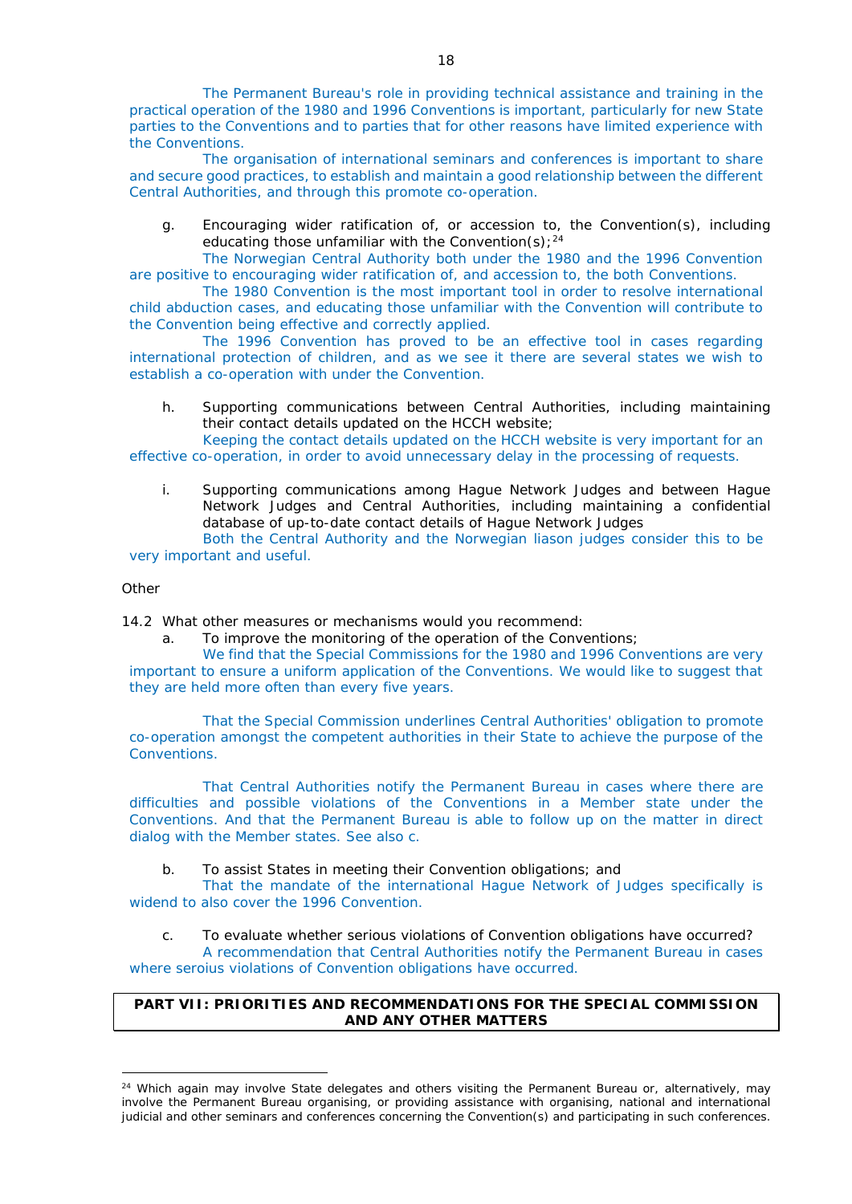The Permanent Bureau's role in providing technical assistance and training in the practical operation of the 1980 and 1996 Conventions is important, particularly for new State parties to the Conventions and to parties that for other reasons have limited experience with the Conventions.

The organisation of international seminars and conferences is important to share and secure good practices, to establish and maintain a good relationship between the different Central Authorities, and through this promote co-operation.

g. Encouraging wider ratification of, or accession to, the Convention(s), including educating those unfamiliar with the Convention(s);[24]

The Norwegian Central Authority both under the 1980 and the 1996 Convention are positive to encouraging wider ratification of, and accession to, the both Conventions.

The 1980 Convention is the most important tool in order to resolve international child abduction cases, and educating those unfamiliar with the Convention will contribute to the Convention being effective and correctly applied.

The 1996 Convention has proved to be an effective tool in cases regarding international protection of children, and as we see it there are several states we wish to establish a co-operation with under the Convention.

h. Supporting communications between Central Authorities, including maintaining their contact details updated on the HCCH website;

Keeping the contact details updated on the HCCH website is very important for an effective co-operation, in order to avoid unnecessary delay in the processing of requests.

i. Supporting communications among Hague Network Judges and between Hague Network Judges and Central Authorities, including maintaining a confidential database of up-to-date contact details of Hague Network Judges

Both the Central Authority and the Norwegian liason judges consider this to be very important and useful.

Other

14.2 What other measures or mechanisms would you recommend:

a. To improve the monitoring of the operation of the Conventions;

We find that the Special Commissions for the 1980 and 1996 Conventions are very important to ensure a uniform application of the Conventions. We would like to suggest that they are held more often than every five years.

That the Special Commission underlines Central Authorities' obligation to promote co-operation amongst the competent authorities in their State to achieve the purpose of the Conventions.

That Central Authorities notify the Permanent Bureau in cases where there are difficulties and possible violations of the Conventions in a Member state under the Conventions. And that the Permanent Bureau is able to follow up on the matter in direct dialog with the Member states. See also c.

b. To assist States in meeting their Convention obligations; and

That the mandate of the international Hague Network of Judges specifically is widend to also cover the 1996 Convention.

c. To evaluate whether serious violations of Convention obligations have occurred?

A recommendation that Central Authorities notify the Permanent Bureau in cases where seroius violations of Convention obligations have occurred.

| **PART VII: PRIORITIES AND RECOMMENDATIONS FOR THE SPECIAL COMMISSION AND ANY OTHER MATTERS** |
|---|

[24] Which again may involve State delegates and others visiting the Permanent Bureau or, alternatively, may involve the Permanent Bureau organising, or providing assistance with organising, national and international judicial and other seminars and conferences concerning the Convention(s) and participating in such conferences.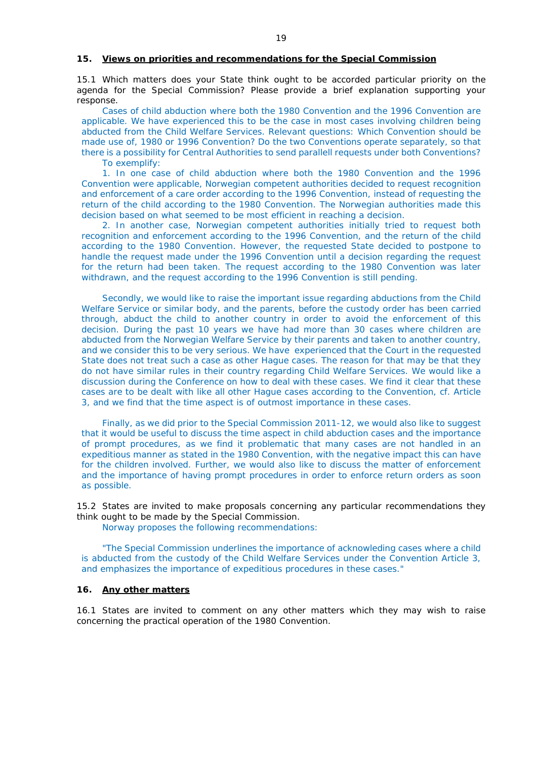## 15. Views on priorities and recommendations for the Special Commission

15.1 Which matters does your State think ought to be accorded particular priority on the agenda for the Special Commission? Please provide a brief explanation supporting your response.

Cases of child abduction where both the 1980 Convention and the 1996 Convention are applicable. We have experienced this to be the case in most cases involving children being abducted from the Child Welfare Services. Relevant questions: Which Convention should be made use of, 1980 or 1996 Convention? Do the two Conventions operate separately, so that there is a possibility for Central Authorities to send parallell requests under both Conventions?

To exemplify:

1. In one case of child abduction where both the 1980 Convention and the 1996 Convention were applicable, Norwegian competent authorities decided to request recognition and enforcement of a care order according to the 1996 Convention, instead of requesting the return of the child according to the 1980 Convention. The Norwegian authorities made this decision based on what seemed to be most efficient in reaching a decision.

2. In another case, Norwegian competent authorities initially tried to request both recognition and enforcement according to the 1996 Convention, and the return of the child according to the 1980 Convention. However, the requested State decided to postpone to handle the request made under the 1996 Convention until a decision regarding the request for the return had been taken. The request according to the 1980 Convention was later withdrawn, and the request according to the 1996 Convention is still pending.

Secondly, we would like to raise the important issue regarding abductions from the Child Welfare Service or similar body, and the parents, before the custody order has been carried through, abduct the child to another country in order to avoid the enforcement of this decision. During the past 10 years we have had more than 30 cases where children are abducted from the Norwegian Welfare Service by their parents and taken to another country, and we consider this to be very serious. We have experienced that the Court in the requested State does not treat such a case as other Hague cases. The reason for that may be that they do not have similar rules in their country regarding Child Welfare Services. We would like a discussion during the Conference on how to deal with these cases. We find it clear that these cases are to be dealt with like all other Hague cases according to the Convention, cf. Article 3, and we find that the time aspect is of outmost importance in these cases.

Finally, as we did prior to the Special Commission 2011-12, we would also like to suggest that it would be useful to discuss the time aspect in child abduction cases and the importance of prompt procedures, as we find it problematic that many cases are not handled in an expeditious manner as stated in the 1980 Convention, with the negative impact this can have for the children involved. Further, we would also like to discuss the matter of enforcement and the importance of having prompt procedures in order to enforce return orders as soon as possible.

15.2 States are invited to make proposals concerning any particular recommendations they think ought to be made by the Special Commission.

Norway proposes the following recommendations:

"The Special Commission underlines the importance of acknowleding cases where a child is abducted from the custody of the Child Welfare Services under the Convention Article 3, and emphasizes the importance of expeditious procedures in these cases."

## 16. Any other matters

16.1 States are invited to comment on any other matters which they may wish to raise concerning the practical operation of the 1980 Convention.